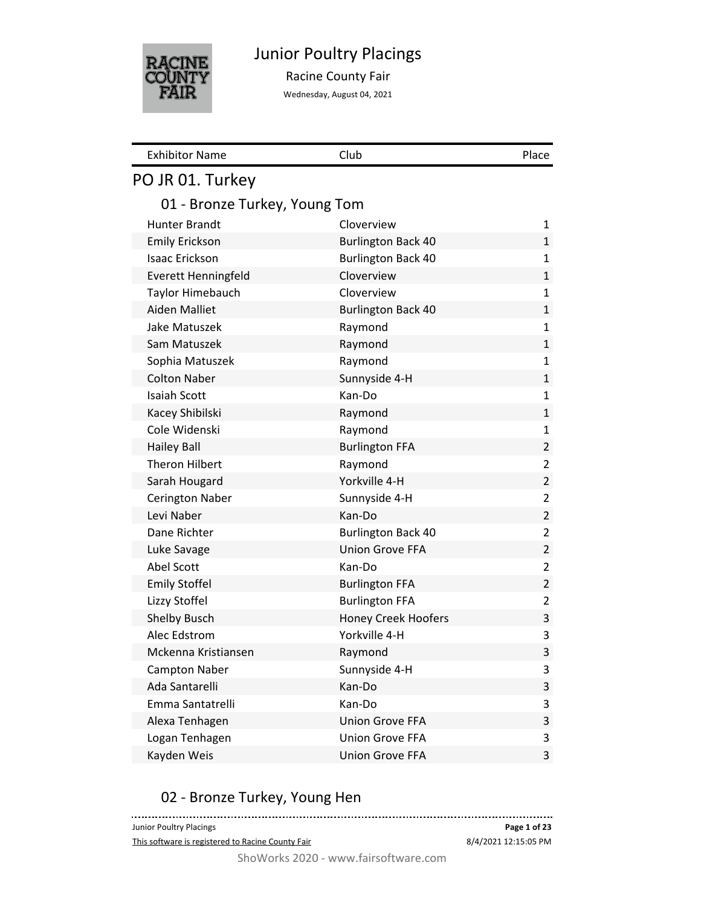# Junior Poultry Placings

Racine County Fair

Wednesday, August 04, 2021

## PO JR 01. Turkey

### 01 - Bronze Turkey, Young Tom

| Exhibitor Name | Club | Place |
| --- | --- | --- |
| Hunter Brandt | Cloverview | 1 |
| Emily Erickson | Burlington Back 40 | 1 |
| Isaac Erickson | Burlington Back 40 | 1 |
| Everett Henningfeld | Cloverview | 1 |
| Taylor Himebauch | Cloverview | 1 |
| Aiden Malliet | Burlington Back 40 | 1 |
| Jake Matuszek | Raymond | 1 |
| Sam Matuszek | Raymond | 1 |
| Sophia Matuszek | Raymond | 1 |
| Colton Naber | Sunnyside 4-H | 1 |
| Isaiah Scott | Kan-Do | 1 |
| Kacey Shibilski | Raymond | 1 |
| Cole Widenski | Raymond | 1 |
| Hailey Ball | Burlington FFA | 2 |
| Theron Hilbert | Raymond | 2 |
| Sarah Hougard | Yorkville 4-H | 2 |
| Cerington Naber | Sunnyside 4-H | 2 |
| Levi Naber | Kan-Do | 2 |
| Dane Richter | Burlington Back 40 | 2 |
| Luke Savage | Union Grove FFA | 2 |
| Abel Scott | Kan-Do | 2 |
| Emily Stoffel | Burlington FFA | 2 |
| Lizzy Stoffel | Burlington FFA | 2 |
| Shelby Busch | Honey Creek Hoofers | 3 |
| Alec Edstrom | Yorkville 4-H | 3 |
| Mckenna Kristiansen | Raymond | 3 |
| Campton Naber | Sunnyside 4-H | 3 |
| Ada Santarelli | Kan-Do | 3 |
| Emma Santatrelli | Kan-Do | 3 |
| Alexa Tenhagen | Union Grove FFA | 3 |
| Logan Tenhagen | Union Grove FFA | 3 |
| Kayden Weis | Union Grove FFA | 3 |

### 02 - Bronze Turkey, Young Hen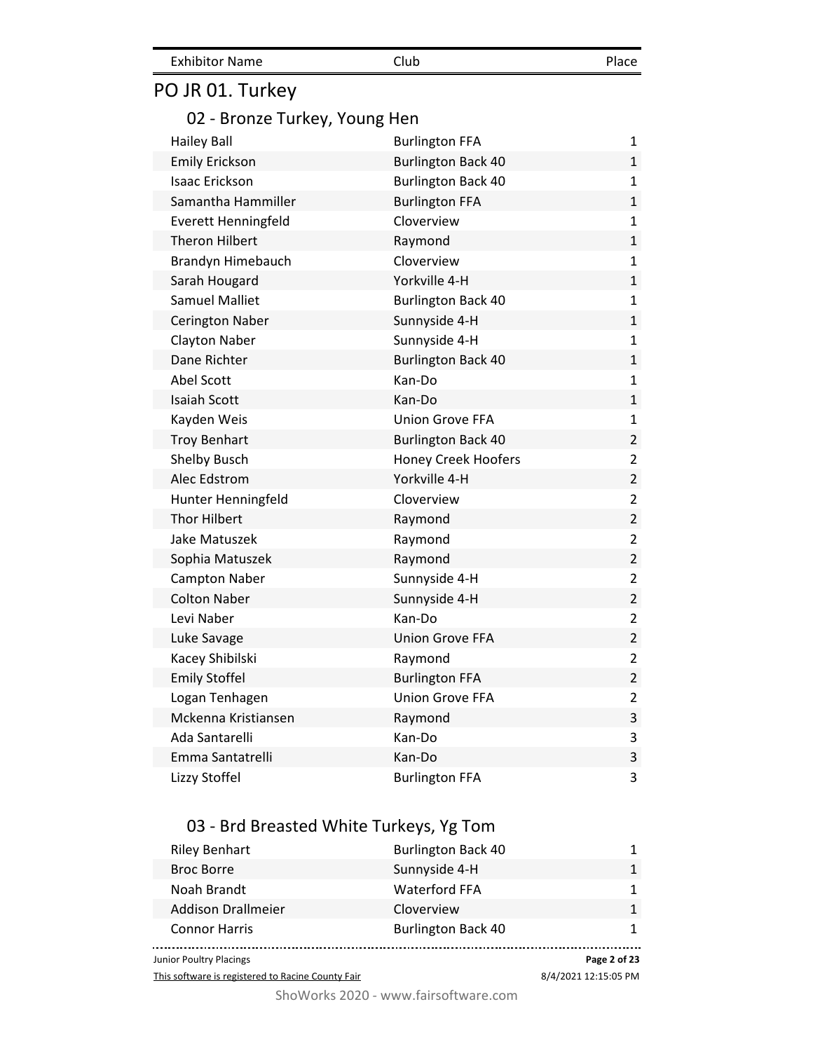| Exhibitor Name | Club | Place |
|---|---|---|

## PO JR 01. Turkey

### 02 - Bronze Turkey, Young Hen

| Exhibitor Name | Club | Place |
|---|---|---|
| Hailey Ball | Burlington FFA | 1 |
| Emily Erickson | Burlington Back 40 | 1 |
| Isaac Erickson | Burlington Back 40 | 1 |
| Samantha Hammiller | Burlington FFA | 1 |
| Everett Henningfeld | Cloverview | 1 |
| Theron Hilbert | Raymond | 1 |
| Brandyn Himebauch | Cloverview | 1 |
| Sarah Hougard | Yorkville 4-H | 1 |
| Samuel Malliet | Burlington Back 40 | 1 |
| Cerington Naber | Sunnyside 4-H | 1 |
| Clayton Naber | Sunnyside 4-H | 1 |
| Dane Richter | Burlington Back 40 | 1 |
| Abel Scott | Kan-Do | 1 |
| Isaiah Scott | Kan-Do | 1 |
| Kayden Weis | Union Grove FFA | 1 |
| Troy Benhart | Burlington Back 40 | 2 |
| Shelby Busch | Honey Creek Hoofers | 2 |
| Alec Edstrom | Yorkville 4-H | 2 |
| Hunter Henningfeld | Cloverview | 2 |
| Thor Hilbert | Raymond | 2 |
| Jake Matuszek | Raymond | 2 |
| Sophia Matuszek | Raymond | 2 |
| Campton Naber | Sunnyside 4-H | 2 |
| Colton Naber | Sunnyside 4-H | 2 |
| Levi Naber | Kan-Do | 2 |
| Luke Savage | Union Grove FFA | 2 |
| Kacey Shibilski | Raymond | 2 |
| Emily Stoffel | Burlington FFA | 2 |
| Logan Tenhagen | Union Grove FFA | 2 |
| Mckenna Kristiansen | Raymond | 3 |
| Ada Santarelli | Kan-Do | 3 |
| Emma Santatrelli | Kan-Do | 3 |
| Lizzy Stoffel | Burlington FFA | 3 |

### 03 - Brd Breasted White Turkeys, Yg Tom

| Exhibitor Name | Club | Place |
|---|---|---|
| Riley Benhart | Burlington Back 40 | 1 |
| Broc Borre | Sunnyside 4-H | 1 |
| Noah Brandt | Waterford FFA | 1 |
| Addison Drallmeier | Cloverview | 1 |
| Connor Harris | Burlington Back 40 | 1 |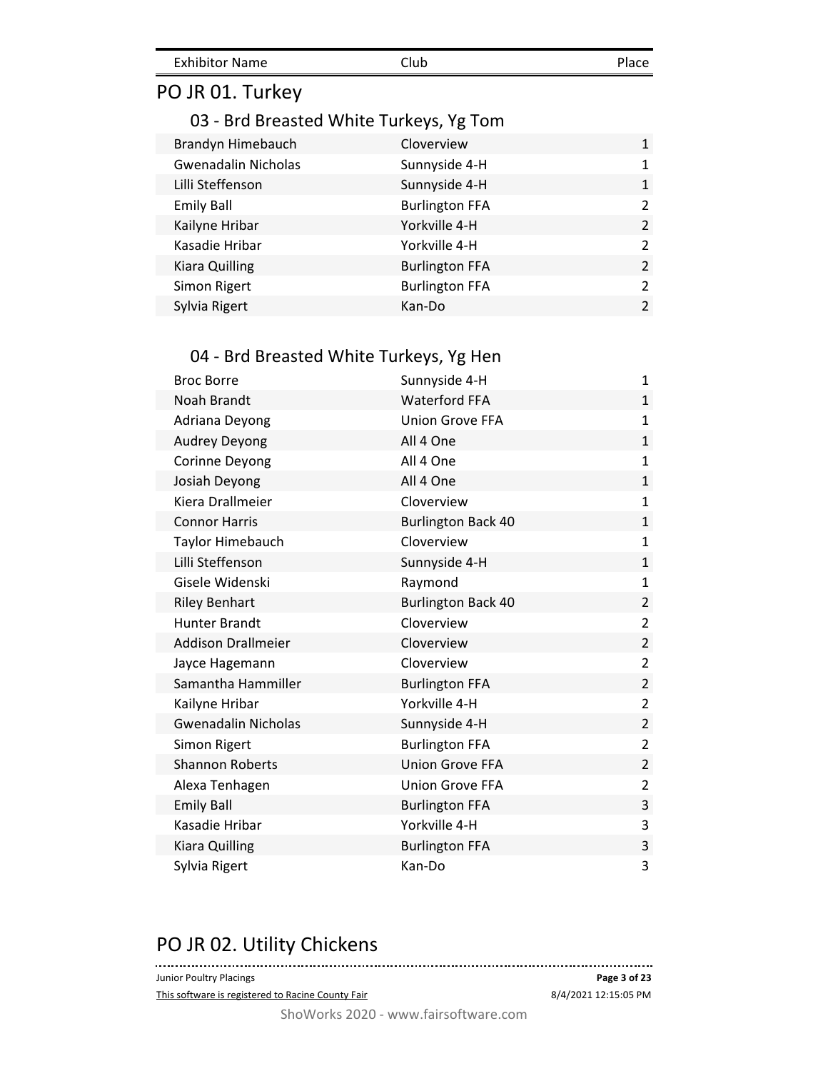| Exhibitor Name | Club | Place |
|---|---|---|

# PO JR 01. Turkey

## 03 - Brd Breasted White Turkeys, Yg Tom

| Exhibitor Name | Club | Place |
|---|---|---|
| Brandyn Himebauch | Cloverview | 1 |
| Gwenadalin Nicholas | Sunnyside 4-H | 1 |
| Lilli Steffenson | Sunnyside 4-H | 1 |
| Emily Ball | Burlington FFA | 2 |
| Kailyne Hribar | Yorkville 4-H | 2 |
| Kasadie Hribar | Yorkville 4-H | 2 |
| Kiara Quilling | Burlington FFA | 2 |
| Simon Rigert | Burlington FFA | 2 |
| Sylvia Rigert | Kan-Do | 2 |

## 04 - Brd Breasted White Turkeys, Yg Hen

| Exhibitor Name | Club | Place |
|---|---|---|
| Broc Borre | Sunnyside 4-H | 1 |
| Noah Brandt | Waterford FFA | 1 |
| Adriana Deyong | Union Grove FFA | 1 |
| Audrey Deyong | All 4 One | 1 |
| Corinne Deyong | All 4 One | 1 |
| Josiah Deyong | All 4 One | 1 |
| Kiera Drallmeier | Cloverview | 1 |
| Connor Harris | Burlington Back 40 | 1 |
| Taylor Himebauch | Cloverview | 1 |
| Lilli Steffenson | Sunnyside 4-H | 1 |
| Gisele Widenski | Raymond | 1 |
| Riley Benhart | Burlington Back 40 | 2 |
| Hunter Brandt | Cloverview | 2 |
| Addison Drallmeier | Cloverview | 2 |
| Jayce Hagemann | Cloverview | 2 |
| Samantha Hammiller | Burlington FFA | 2 |
| Kailyne Hribar | Yorkville 4-H | 2 |
| Gwenadalin Nicholas | Sunnyside 4-H | 2 |
| Simon Rigert | Burlington FFA | 2 |
| Shannon Roberts | Union Grove FFA | 2 |
| Alexa Tenhagen | Union Grove FFA | 2 |
| Emily Ball | Burlington FFA | 3 |
| Kasadie Hribar | Yorkville 4-H | 3 |
| Kiara Quilling | Burlington FFA | 3 |
| Sylvia Rigert | Kan-Do | 3 |

# PO JR 02. Utility Chickens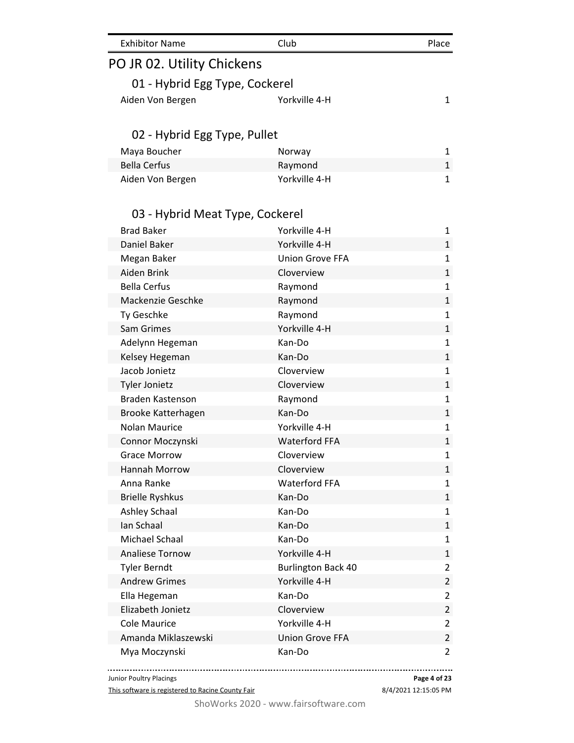| Exhibitor Name | Club | Place |
|---|---|---|

# PO JR 02. Utility Chickens

## 01 - Hybrid Egg Type, Cockerel

| Exhibitor Name | Club | Place |
|---|---|---|
| Aiden Von Bergen | Yorkville 4-H | 1 |

## 02 - Hybrid Egg Type, Pullet

| Exhibitor Name | Club | Place |
|---|---|---|
| Maya Boucher | Norway | 1 |
| Bella Cerfus | Raymond | 1 |
| Aiden Von Bergen | Yorkville 4-H | 1 |

## 03 - Hybrid Meat Type, Cockerel

| Exhibitor Name | Club | Place |
|---|---|---|
| Brad Baker | Yorkville 4-H | 1 |
| Daniel Baker | Yorkville 4-H | 1 |
| Megan Baker | Union Grove FFA | 1 |
| Aiden Brink | Cloverview | 1 |
| Bella Cerfus | Raymond | 1 |
| Mackenzie Geschke | Raymond | 1 |
| Ty Geschke | Raymond | 1 |
| Sam Grimes | Yorkville 4-H | 1 |
| Adelynn Hegeman | Kan-Do | 1 |
| Kelsey Hegeman | Kan-Do | 1 |
| Jacob Jonietz | Cloverview | 1 |
| Tyler Jonietz | Cloverview | 1 |
| Braden Kastenson | Raymond | 1 |
| Brooke Katterhagen | Kan-Do | 1 |
| Nolan Maurice | Yorkville 4-H | 1 |
| Connor Moczynski | Waterford FFA | 1 |
| Grace Morrow | Cloverview | 1 |
| Hannah Morrow | Cloverview | 1 |
| Anna Ranke | Waterford FFA | 1 |
| Brielle Ryshkus | Kan-Do | 1 |
| Ashley Schaal | Kan-Do | 1 |
| Ian Schaal | Kan-Do | 1 |
| Michael Schaal | Kan-Do | 1 |
| Analiese Tornow | Yorkville 4-H | 1 |
| Tyler Berndt | Burlington Back 40 | 2 |
| Andrew Grimes | Yorkville 4-H | 2 |
| Ella Hegeman | Kan-Do | 2 |
| Elizabeth Jonietz | Cloverview | 2 |
| Cole Maurice | Yorkville 4-H | 2 |
| Amanda Miklaszewski | Union Grove FFA | 2 |
| Mya Moczynski | Kan-Do | 2 |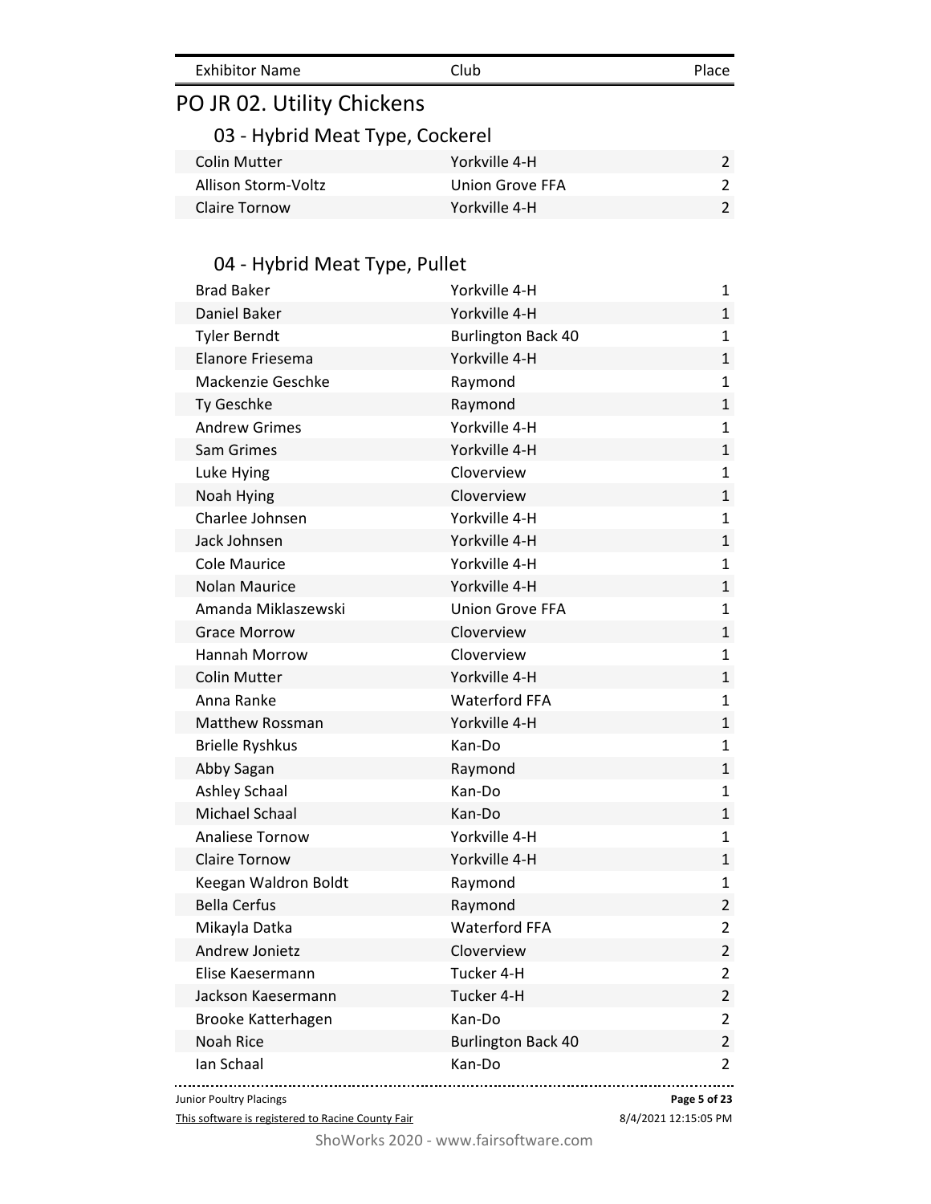| Exhibitor Name | Club | Place |
|---|---|---|

## PO JR 02. Utility Chickens

### 03 - Hybrid Meat Type, Cockerel

| Exhibitor Name | Club | Place |
|---|---|---|
| Colin Mutter | Yorkville 4-H | 2 |
| Allison Storm-Voltz | Union Grove FFA | 2 |
| Claire Tornow | Yorkville 4-H | 2 |

### 04 - Hybrid Meat Type, Pullet

| Exhibitor Name | Club | Place |
|---|---|---|
| Brad Baker | Yorkville 4-H | 1 |
| Daniel Baker | Yorkville 4-H | 1 |
| Tyler Berndt | Burlington Back 40 | 1 |
| Elanore Friesema | Yorkville 4-H | 1 |
| Mackenzie Geschke | Raymond | 1 |
| Ty Geschke | Raymond | 1 |
| Andrew Grimes | Yorkville 4-H | 1 |
| Sam Grimes | Yorkville 4-H | 1 |
| Luke Hying | Cloverview | 1 |
| Noah Hying | Cloverview | 1 |
| Charlee Johnsen | Yorkville 4-H | 1 |
| Jack Johnsen | Yorkville 4-H | 1 |
| Cole Maurice | Yorkville 4-H | 1 |
| Nolan Maurice | Yorkville 4-H | 1 |
| Amanda Miklaszewski | Union Grove FFA | 1 |
| Grace Morrow | Cloverview | 1 |
| Hannah Morrow | Cloverview | 1 |
| Colin Mutter | Yorkville 4-H | 1 |
| Anna Ranke | Waterford FFA | 1 |
| Matthew Rossman | Yorkville 4-H | 1 |
| Brielle Ryshkus | Kan-Do | 1 |
| Abby Sagan | Raymond | 1 |
| Ashley Schaal | Kan-Do | 1 |
| Michael Schaal | Kan-Do | 1 |
| Analiese Tornow | Yorkville 4-H | 1 |
| Claire Tornow | Yorkville 4-H | 1 |
| Keegan Waldron Boldt | Raymond | 1 |
| Bella Cerfus | Raymond | 2 |
| Mikayla Datka | Waterford FFA | 2 |
| Andrew Jonietz | Cloverview | 2 |
| Elise Kaesermann | Tucker 4-H | 2 |
| Jackson Kaesermann | Tucker 4-H | 2 |
| Brooke Katterhagen | Kan-Do | 2 |
| Noah Rice | Burlington Back 40 | 2 |
| Ian Schaal | Kan-Do | 2 |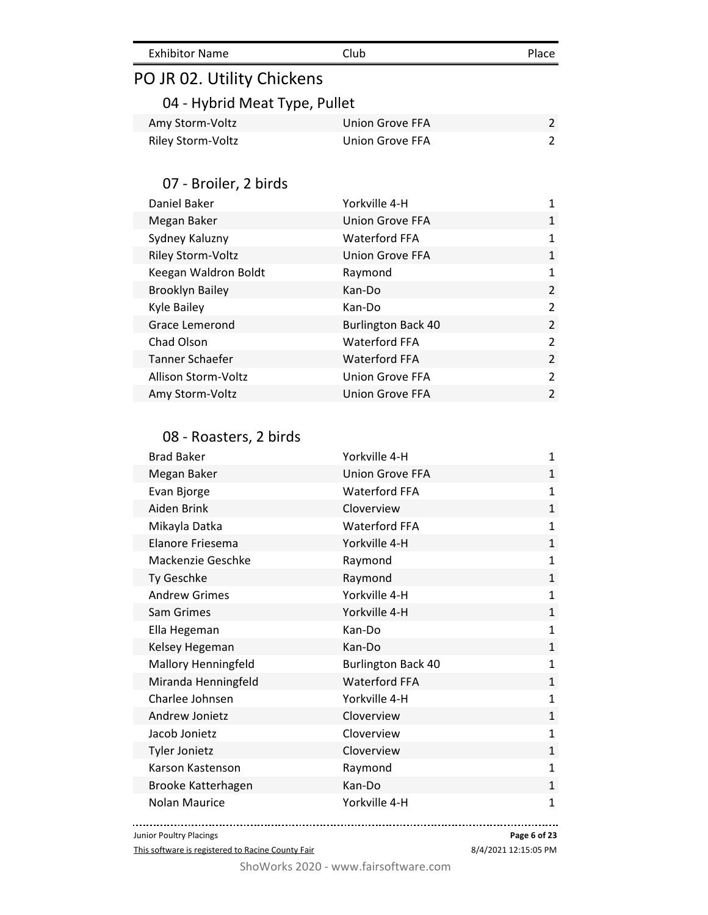| Exhibitor Name | Club | Place |
| --- | --- | --- |

## PO JR 02. Utility Chickens

### 04 - Hybrid Meat Type, Pullet

| Exhibitor Name | Club | Place |
| --- | --- | --- |
| Amy Storm-Voltz | Union Grove FFA | 2 |
| Riley Storm-Voltz | Union Grove FFA | 2 |

### 07 - Broiler, 2 birds

| Exhibitor Name | Club | Place |
| --- | --- | --- |
| Daniel Baker | Yorkville 4-H | 1 |
| Megan Baker | Union Grove FFA | 1 |
| Sydney Kaluzny | Waterford FFA | 1 |
| Riley Storm-Voltz | Union Grove FFA | 1 |
| Keegan Waldron Boldt | Raymond | 1 |
| Brooklyn Bailey | Kan-Do | 2 |
| Kyle Bailey | Kan-Do | 2 |
| Grace Lemerond | Burlington Back 40 | 2 |
| Chad Olson | Waterford FFA | 2 |
| Tanner Schaefer | Waterford FFA | 2 |
| Allison Storm-Voltz | Union Grove FFA | 2 |
| Amy Storm-Voltz | Union Grove FFA | 2 |

### 08 - Roasters, 2 birds

| Exhibitor Name | Club | Place |
| --- | --- | --- |
| Brad Baker | Yorkville 4-H | 1 |
| Megan Baker | Union Grove FFA | 1 |
| Evan Bjorge | Waterford FFA | 1 |
| Aiden Brink | Cloverview | 1 |
| Mikayla Datka | Waterford FFA | 1 |
| Elanore Friesema | Yorkville 4-H | 1 |
| Mackenzie Geschke | Raymond | 1 |
| Ty Geschke | Raymond | 1 |
| Andrew Grimes | Yorkville 4-H | 1 |
| Sam Grimes | Yorkville 4-H | 1 |
| Ella Hegeman | Kan-Do | 1 |
| Kelsey Hegeman | Kan-Do | 1 |
| Mallory Henningfeld | Burlington Back 40 | 1 |
| Miranda Henningfeld | Waterford FFA | 1 |
| Charlee Johnsen | Yorkville 4-H | 1 |
| Andrew Jonietz | Cloverview | 1 |
| Jacob Jonietz | Cloverview | 1 |
| Tyler Jonietz | Cloverview | 1 |
| Karson Kastenson | Raymond | 1 |
| Brooke Katterhagen | Kan-Do | 1 |
| Nolan Maurice | Yorkville 4-H | 1 |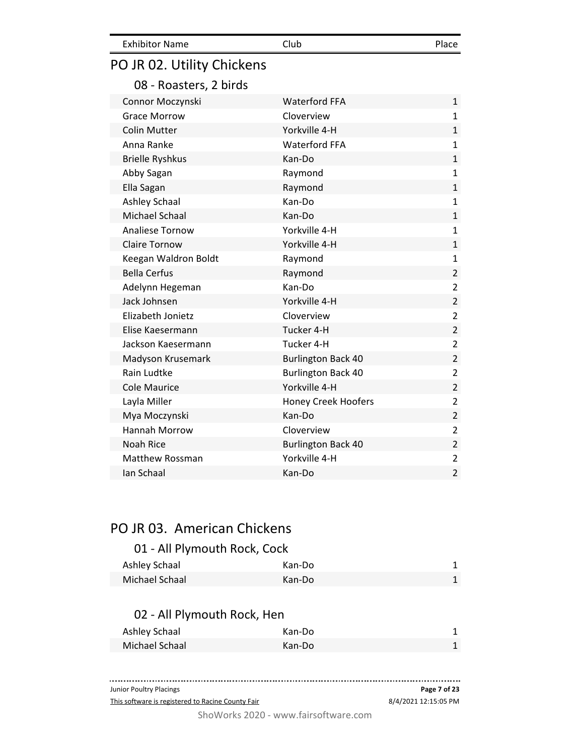| Exhibitor Name | Club | Place |
|---|---|---|

## PO JR 02. Utility Chickens

### 08 - Roasters, 2 birds

| Exhibitor Name | Club | Place |
|---|---|---|
| Connor Moczynski | Waterford FFA | 1 |
| Grace Morrow | Cloverview | 1 |
| Colin Mutter | Yorkville 4-H | 1 |
| Anna Ranke | Waterford FFA | 1 |
| Brielle Ryshkus | Kan-Do | 1 |
| Abby Sagan | Raymond | 1 |
| Ella Sagan | Raymond | 1 |
| Ashley Schaal | Kan-Do | 1 |
| Michael Schaal | Kan-Do | 1 |
| Analiese Tornow | Yorkville 4-H | 1 |
| Claire Tornow | Yorkville 4-H | 1 |
| Keegan Waldron Boldt | Raymond | 1 |
| Bella Cerfus | Raymond | 2 |
| Adelynn Hegeman | Kan-Do | 2 |
| Jack Johnsen | Yorkville 4-H | 2 |
| Elizabeth Jonietz | Cloverview | 2 |
| Elise Kaesermann | Tucker 4-H | 2 |
| Jackson Kaesermann | Tucker 4-H | 2 |
| Madyson Krusemark | Burlington Back 40 | 2 |
| Rain Ludtke | Burlington Back 40 | 2 |
| Cole Maurice | Yorkville 4-H | 2 |
| Layla Miller | Honey Creek Hoofers | 2 |
| Mya Moczynski | Kan-Do | 2 |
| Hannah Morrow | Cloverview | 2 |
| Noah Rice | Burlington Back 40 | 2 |
| Matthew Rossman | Yorkville 4-H | 2 |
| Ian Schaal | Kan-Do | 2 |

## PO JR 03. American Chickens

### 01 - All Plymouth Rock, Cock

| Exhibitor Name | Club | Place |
|---|---|---|
| Ashley Schaal | Kan-Do | 1 |
| Michael Schaal | Kan-Do | 1 |

### 02 - All Plymouth Rock, Hen

| Exhibitor Name | Club | Place |
|---|---|---|
| Ashley Schaal | Kan-Do | 1 |
| Michael Schaal | Kan-Do | 1 |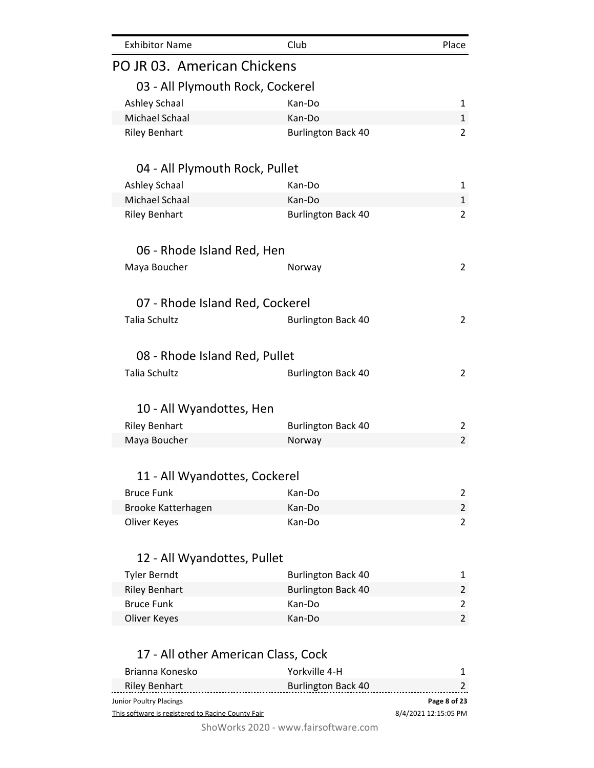| Exhibitor Name | Club | Place |
|---|---|---|

# PO JR 03. American Chickens

## 03 - All Plymouth Rock, Cockerel

| | | |
|---|---|---|
| Ashley Schaal | Kan-Do | 1 |
| Michael Schaal | Kan-Do | 1 |
| Riley Benhart | Burlington Back 40 | 2 |

## 04 - All Plymouth Rock, Pullet

| | | |
|---|---|---|
| Ashley Schaal | Kan-Do | 1 |
| Michael Schaal | Kan-Do | 1 |
| Riley Benhart | Burlington Back 40 | 2 |

## 06 - Rhode Island Red, Hen

| | | |
|---|---|---|
| Maya Boucher | Norway | 2 |

## 07 - Rhode Island Red, Cockerel

| | | |
|---|---|---|
| Talia Schultz | Burlington Back 40 | 2 |

## 08 - Rhode Island Red, Pullet

| | | |
|---|---|---|
| Talia Schultz | Burlington Back 40 | 2 |

## 10 - All Wyandottes, Hen

| | | |
|---|---|---|
| Riley Benhart | Burlington Back 40 | 2 |
| Maya Boucher | Norway | 2 |

## 11 - All Wyandottes, Cockerel

| | | |
|---|---|---|
| Bruce Funk | Kan-Do | 2 |
| Brooke Katterhagen | Kan-Do | 2 |
| Oliver Keyes | Kan-Do | 2 |

## 12 - All Wyandottes, Pullet

| | | |
|---|---|---|
| Tyler Berndt | Burlington Back 40 | 1 |
| Riley Benhart | Burlington Back 40 | 2 |
| Bruce Funk | Kan-Do | 2 |
| Oliver Keyes | Kan-Do | 2 |

## 17 - All other American Class, Cock

| | | |
|---|---|---|
| Brianna Konesko | Yorkville 4-H | 1 |
| Riley Benhart | Burlington Back 40 | 2 |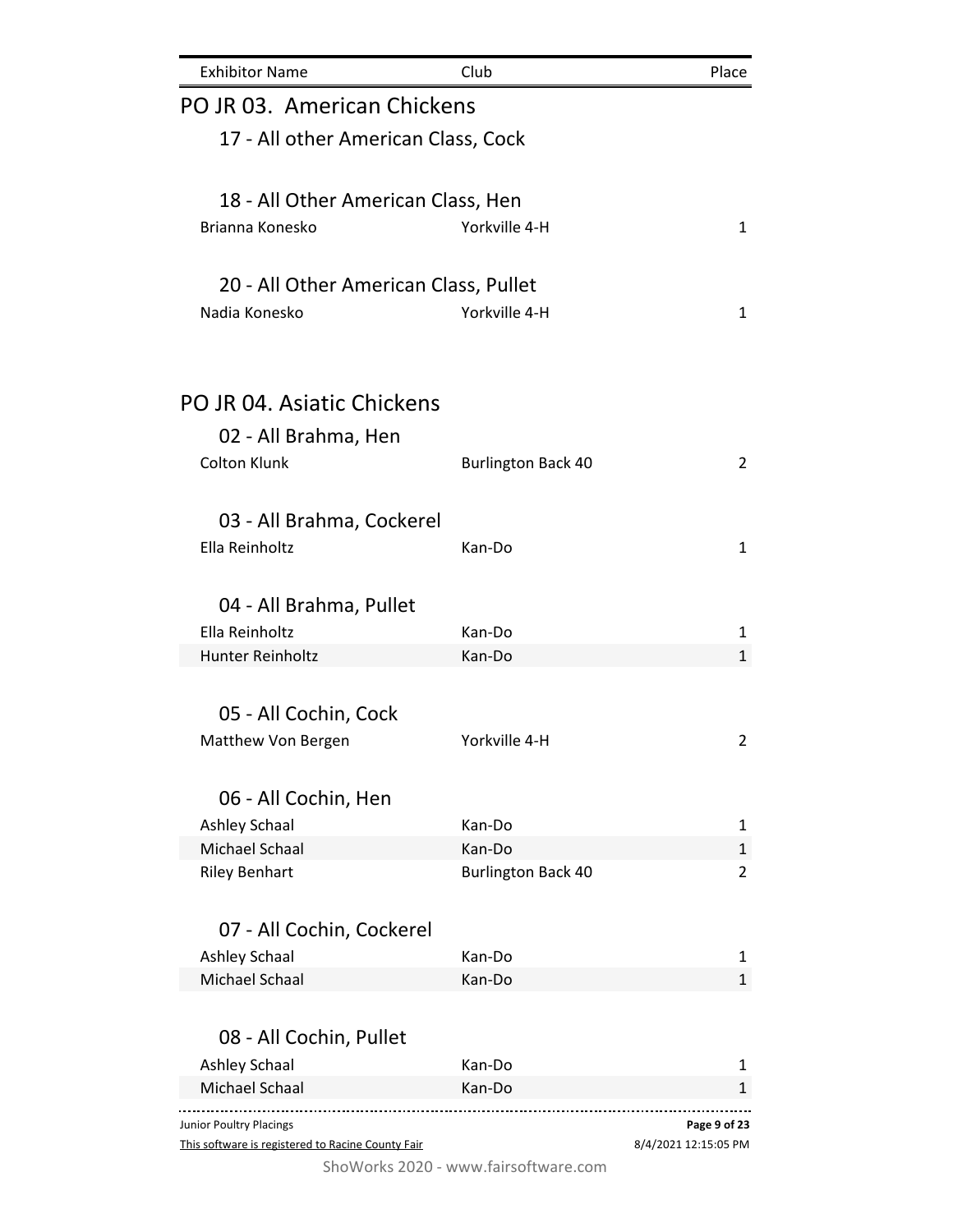| Exhibitor Name | Club | Place |
| --- | --- | --- |

## PO JR 03. American Chickens

### 17 - All other American Class, Cock

### 18 - All Other American Class, Hen

| Exhibitor Name | Club | Place |
| --- | --- | --- |
| Brianna Konesko | Yorkville 4-H | 1 |

### 20 - All Other American Class, Pullet

| Exhibitor Name | Club | Place |
| --- | --- | --- |
| Nadia Konesko | Yorkville 4-H | 1 |

## PO JR 04. Asiatic Chickens

### 02 - All Brahma, Hen

| Exhibitor Name | Club | Place |
| --- | --- | --- |
| Colton Klunk | Burlington Back 40 | 2 |

### 03 - All Brahma, Cockerel

| Exhibitor Name | Club | Place |
| --- | --- | --- |
| Ella Reinholtz | Kan-Do | 1 |

### 04 - All Brahma, Pullet

| Exhibitor Name | Club | Place |
| --- | --- | --- |
| Ella Reinholtz | Kan-Do | 1 |
| Hunter Reinholtz | Kan-Do | 1 |

### 05 - All Cochin, Cock

| Exhibitor Name | Club | Place |
| --- | --- | --- |
| Matthew Von Bergen | Yorkville 4-H | 2 |

### 06 - All Cochin, Hen

| Exhibitor Name | Club | Place |
| --- | --- | --- |
| Ashley Schaal | Kan-Do | 1 |
| Michael Schaal | Kan-Do | 1 |
| Riley Benhart | Burlington Back 40 | 2 |

### 07 - All Cochin, Cockerel

| Exhibitor Name | Club | Place |
| --- | --- | --- |
| Ashley Schaal | Kan-Do | 1 |
| Michael Schaal | Kan-Do | 1 |

### 08 - All Cochin, Pullet

| Exhibitor Name | Club | Place |
| --- | --- | --- |
| Ashley Schaal | Kan-Do | 1 |
| Michael Schaal | Kan-Do | 1 |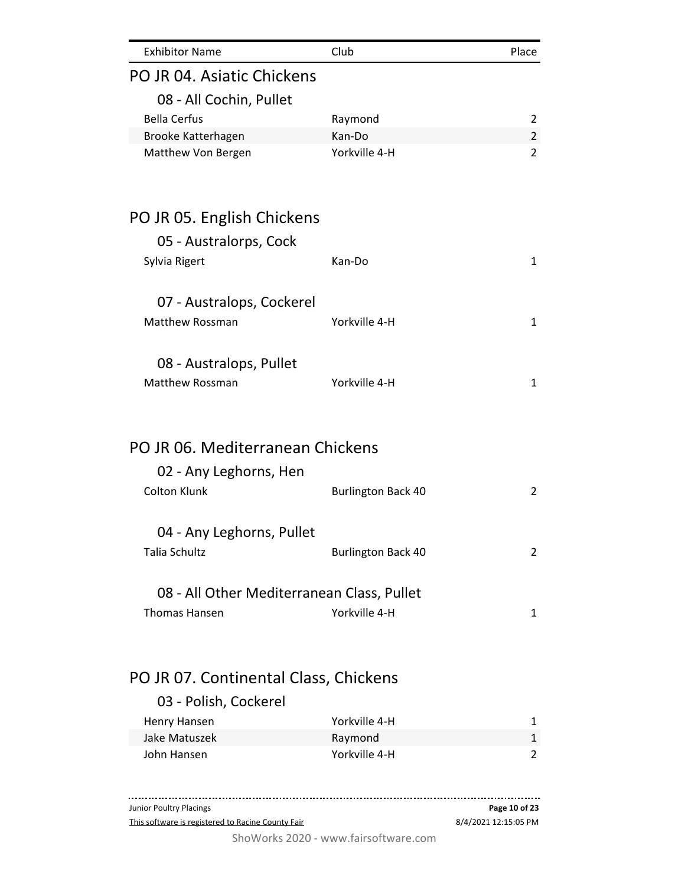| Exhibitor Name | Club | Place |
|---|---|---|

## PO JR 04. Asiatic Chickens

### 08 - All Cochin, Pullet

| Exhibitor Name | Club | Place |
|---|---|---|
| Bella Cerfus | Raymond | 2 |
| Brooke Katterhagen | Kan-Do | 2 |
| Matthew Von Bergen | Yorkville 4-H | 2 |

## PO JR 05. English Chickens

### 05 - Australorps, Cock

| Exhibitor Name | Club | Place |
|---|---|---|
| Sylvia Rigert | Kan-Do | 1 |

### 07 - Australops, Cockerel

| Exhibitor Name | Club | Place |
|---|---|---|
| Matthew Rossman | Yorkville 4-H | 1 |

### 08 - Australops, Pullet

| Exhibitor Name | Club | Place |
|---|---|---|
| Matthew Rossman | Yorkville 4-H | 1 |

## PO JR 06. Mediterranean Chickens

### 02 - Any Leghorns, Hen

| Exhibitor Name | Club | Place |
|---|---|---|
| Colton Klunk | Burlington Back 40 | 2 |

### 04 - Any Leghorns, Pullet

| Exhibitor Name | Club | Place |
|---|---|---|
| Talia Schultz | Burlington Back 40 | 2 |

### 08 - All Other Mediterranean Class, Pullet

| Exhibitor Name | Club | Place |
|---|---|---|
| Thomas Hansen | Yorkville 4-H | 1 |

## PO JR 07. Continental Class, Chickens

### 03 - Polish, Cockerel

| Exhibitor Name | Club | Place |
|---|---|---|
| Henry Hansen | Yorkville 4-H | 1 |
| Jake Matuszek | Raymond | 1 |
| John Hansen | Yorkville 4-H | 2 |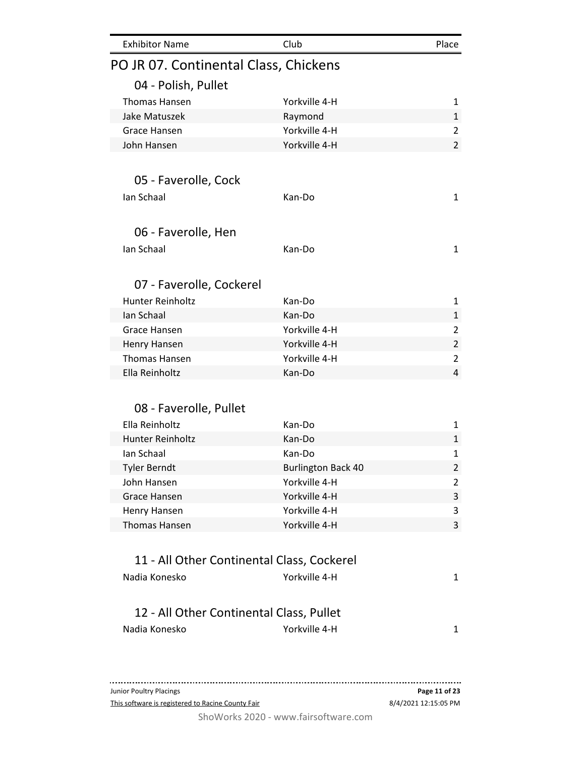| Exhibitor Name | Club | Place |
|---|---|---|

## PO JR 07. Continental Class, Chickens

### 04 - Polish, Pullet

| Exhibitor Name | Club | Place |
|---|---|---|
| Thomas Hansen | Yorkville 4-H | 1 |
| Jake Matuszek | Raymond | 1 |
| Grace Hansen | Yorkville 4-H | 2 |
| John Hansen | Yorkville 4-H | 2 |

### 05 - Faverolle, Cock

| Exhibitor Name | Club | Place |
|---|---|---|
| Ian Schaal | Kan-Do | 1 |

### 06 - Faverolle, Hen

| Exhibitor Name | Club | Place |
|---|---|---|
| Ian Schaal | Kan-Do | 1 |

### 07 - Faverolle, Cockerel

| Exhibitor Name | Club | Place |
|---|---|---|
| Hunter Reinholtz | Kan-Do | 1 |
| Ian Schaal | Kan-Do | 1 |
| Grace Hansen | Yorkville 4-H | 2 |
| Henry Hansen | Yorkville 4-H | 2 |
| Thomas Hansen | Yorkville 4-H | 2 |
| Ella Reinholtz | Kan-Do | 4 |

### 08 - Faverolle, Pullet

| Exhibitor Name | Club | Place |
|---|---|---|
| Ella Reinholtz | Kan-Do | 1 |
| Hunter Reinholtz | Kan-Do | 1 |
| Ian Schaal | Kan-Do | 1 |
| Tyler Berndt | Burlington Back 40 | 2 |
| John Hansen | Yorkville 4-H | 2 |
| Grace Hansen | Yorkville 4-H | 3 |
| Henry Hansen | Yorkville 4-H | 3 |
| Thomas Hansen | Yorkville 4-H | 3 |

### 11 - All Other Continental Class, Cockerel

| Exhibitor Name | Club | Place |
|---|---|---|
| Nadia Konesko | Yorkville 4-H | 1 |

### 12 - All Other Continental Class, Pullet

| Exhibitor Name | Club | Place |
|---|---|---|
| Nadia Konesko | Yorkville 4-H | 1 |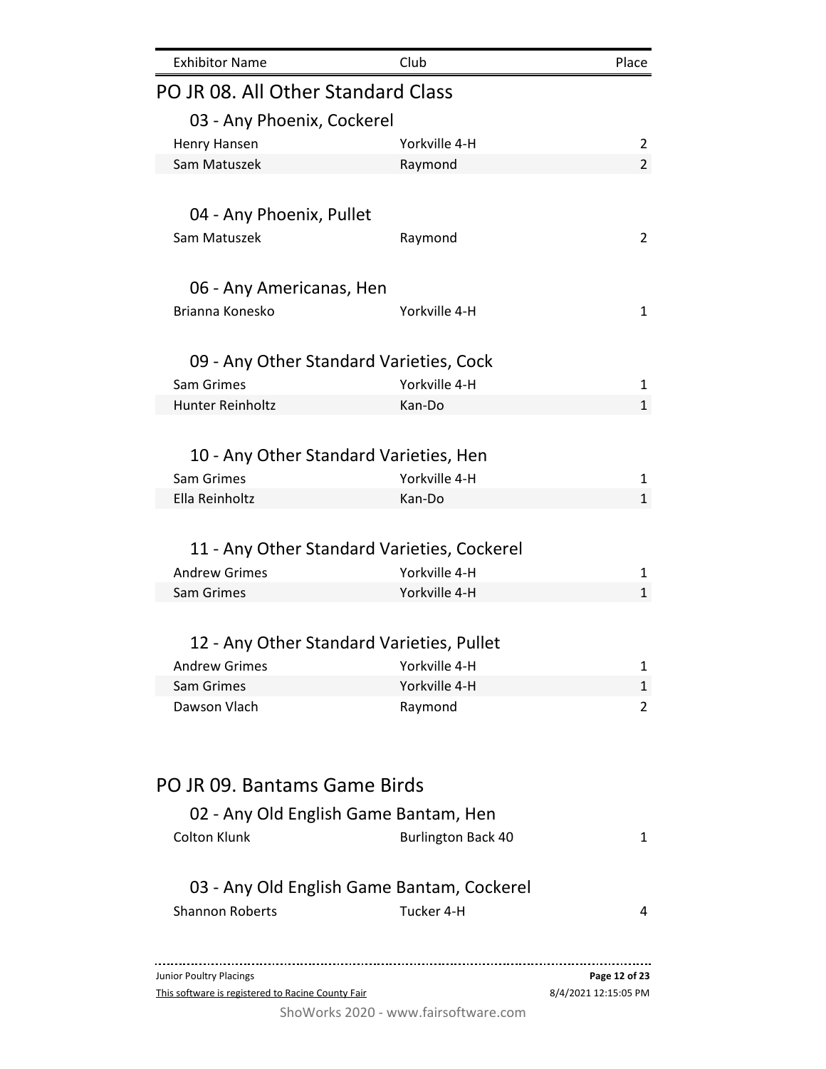| Exhibitor Name | Club | Place |
| --- | --- | --- |

## PO JR 08. All Other Standard Class

### 03 - Any Phoenix, Cockerel

| | | |
| --- | --- | --- |
| Henry Hansen | Yorkville 4-H | 2 |
| Sam Matuszek | Raymond | 2 |

### 04 - Any Phoenix, Pullet

| | | |
| --- | --- | --- |
| Sam Matuszek | Raymond | 2 |

### 06 - Any Americanas, Hen

| | | |
| --- | --- | --- |
| Brianna Konesko | Yorkville 4-H | 1 |

### 09 - Any Other Standard Varieties, Cock

| | | |
| --- | --- | --- |
| Sam Grimes | Yorkville 4-H | 1 |
| Hunter Reinholtz | Kan-Do | 1 |

### 10 - Any Other Standard Varieties, Hen

| | | |
| --- | --- | --- |
| Sam Grimes | Yorkville 4-H | 1 |
| Ella Reinholtz | Kan-Do | 1 |

### 11 - Any Other Standard Varieties, Cockerel

| | | |
| --- | --- | --- |
| Andrew Grimes | Yorkville 4-H | 1 |
| Sam Grimes | Yorkville 4-H | 1 |

### 12 - Any Other Standard Varieties, Pullet

| | | |
| --- | --- | --- |
| Andrew Grimes | Yorkville 4-H | 1 |
| Sam Grimes | Yorkville 4-H | 1 |
| Dawson Vlach | Raymond | 2 |

## PO JR 09. Bantams Game Birds

### 02 - Any Old English Game Bantam, Hen

| | | |
| --- | --- | --- |
| Colton Klunk | Burlington Back 40 | 1 |

### 03 - Any Old English Game Bantam, Cockerel

| | | |
| --- | --- | --- |
| Shannon Roberts | Tucker 4-H | 4 |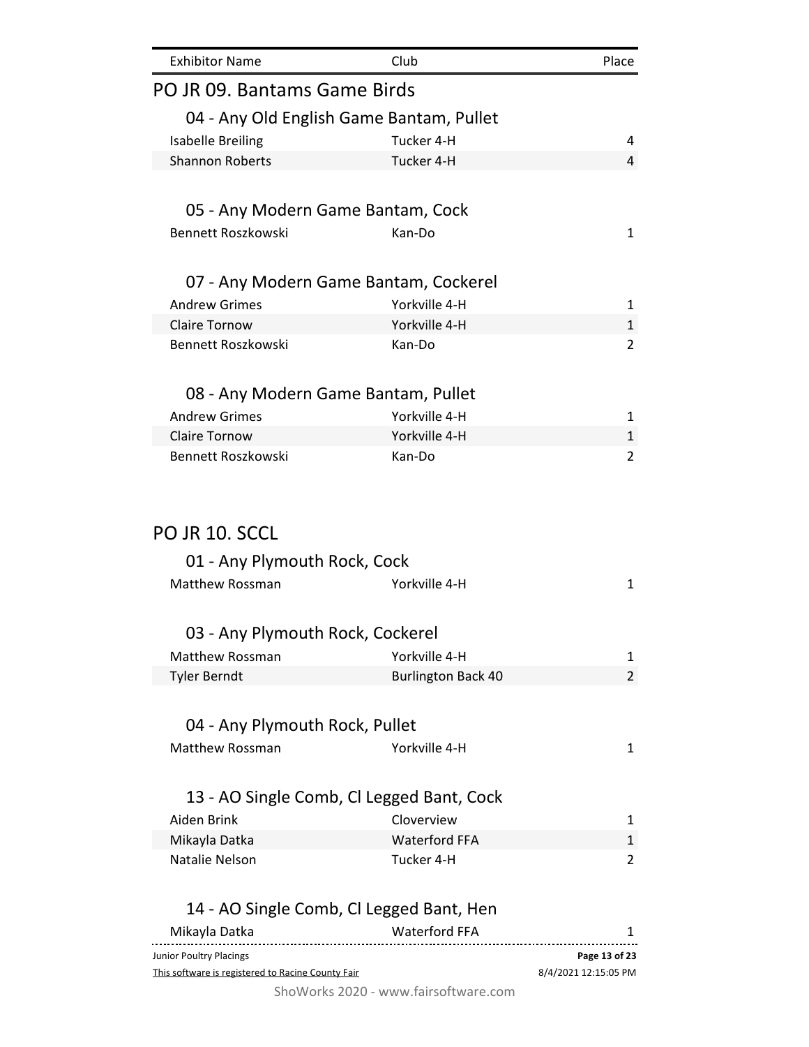| Exhibitor Name | Club | Place |
|---|---|---|

## PO JR 09. Bantams Game Birds

### 04 - Any Old English Game Bantam, Pullet

| Exhibitor Name | Club | Place |
|---|---|---|
| Isabelle Breiling | Tucker 4-H | 4 |
| Shannon Roberts | Tucker 4-H | 4 |

### 05 - Any Modern Game Bantam, Cock

| Exhibitor Name | Club | Place |
|---|---|---|
| Bennett Roszkowski | Kan-Do | 1 |

### 07 - Any Modern Game Bantam, Cockerel

| Exhibitor Name | Club | Place |
|---|---|---|
| Andrew Grimes | Yorkville 4-H | 1 |
| Claire Tornow | Yorkville 4-H | 1 |
| Bennett Roszkowski | Kan-Do | 2 |

### 08 - Any Modern Game Bantam, Pullet

| Exhibitor Name | Club | Place |
|---|---|---|
| Andrew Grimes | Yorkville 4-H | 1 |
| Claire Tornow | Yorkville 4-H | 1 |
| Bennett Roszkowski | Kan-Do | 2 |

## PO JR 10. SCCL

### 01 - Any Plymouth Rock, Cock

| Exhibitor Name | Club | Place |
|---|---|---|
| Matthew Rossman | Yorkville 4-H | 1 |

### 03 - Any Plymouth Rock, Cockerel

| Exhibitor Name | Club | Place |
|---|---|---|
| Matthew Rossman | Yorkville 4-H | 1 |
| Tyler Berndt | Burlington Back 40 | 2 |

### 04 - Any Plymouth Rock, Pullet

| Exhibitor Name | Club | Place |
|---|---|---|
| Matthew Rossman | Yorkville 4-H | 1 |

### 13 - AO Single Comb, Cl Legged Bant, Cock

| Exhibitor Name | Club | Place |
|---|---|---|
| Aiden Brink | Cloverview | 1 |
| Mikayla Datka | Waterford FFA | 1 |
| Natalie Nelson | Tucker 4-H | 2 |

### 14 - AO Single Comb, Cl Legged Bant, Hen

| Exhibitor Name | Club | Place |
|---|---|---|
| Mikayla Datka | Waterford FFA | 1 |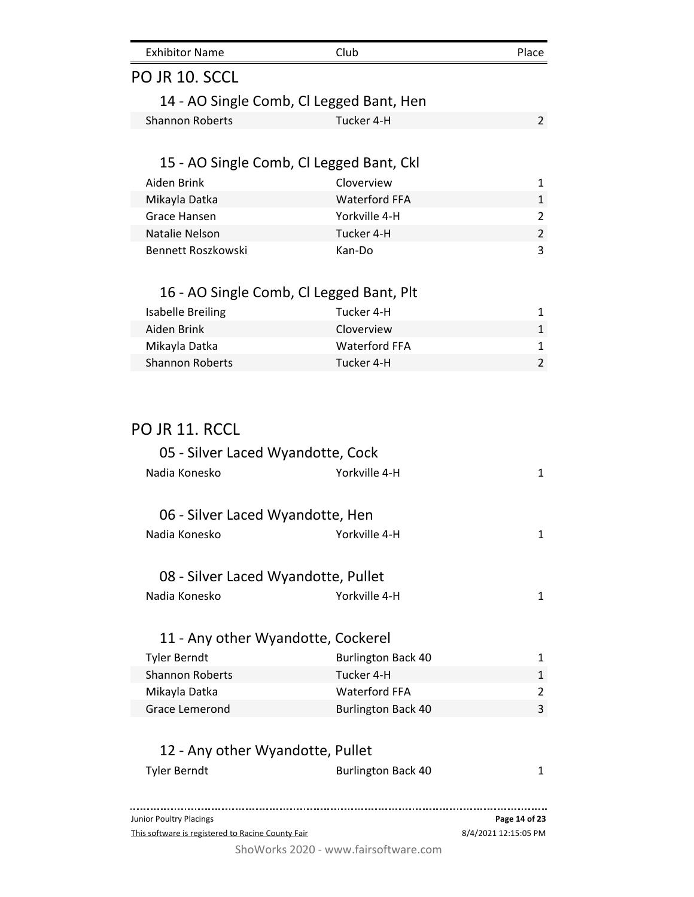| Exhibitor Name | Club | Place |
|---|---|---|

## PO JR 10. SCCL

### 14 - AO Single Comb, Cl Legged Bant, Hen

| | | |
|---|---|---|
| Shannon Roberts | Tucker 4-H | 2 |

### 15 - AO Single Comb, Cl Legged Bant, Ckl

| | | |
|---|---|---|
| Aiden Brink | Cloverview | 1 |
| Mikayla Datka | Waterford FFA | 1 |
| Grace Hansen | Yorkville 4-H | 2 |
| Natalie Nelson | Tucker 4-H | 2 |
| Bennett Roszkowski | Kan-Do | 3 |

### 16 - AO Single Comb, Cl Legged Bant, Plt

| | | |
|---|---|---|
| Isabelle Breiling | Tucker 4-H | 1 |
| Aiden Brink | Cloverview | 1 |
| Mikayla Datka | Waterford FFA | 1 |
| Shannon Roberts | Tucker 4-H | 2 |

## PO JR 11. RCCL

### 05 - Silver Laced Wyandotte, Cock

| | | |
|---|---|---|
| Nadia Konesko | Yorkville 4-H | 1 |

### 06 - Silver Laced Wyandotte, Hen

| | | |
|---|---|---|
| Nadia Konesko | Yorkville 4-H | 1 |

### 08 - Silver Laced Wyandotte, Pullet

| | | |
|---|---|---|
| Nadia Konesko | Yorkville 4-H | 1 |

### 11 - Any other Wyandotte, Cockerel

| | | |
|---|---|---|
| Tyler Berndt | Burlington Back 40 | 1 |
| Shannon Roberts | Tucker 4-H | 1 |
| Mikayla Datka | Waterford FFA | 2 |
| Grace Lemerond | Burlington Back 40 | 3 |

### 12 - Any other Wyandotte, Pullet

| | | |
|---|---|---|
| Tyler Berndt | Burlington Back 40 | 1 |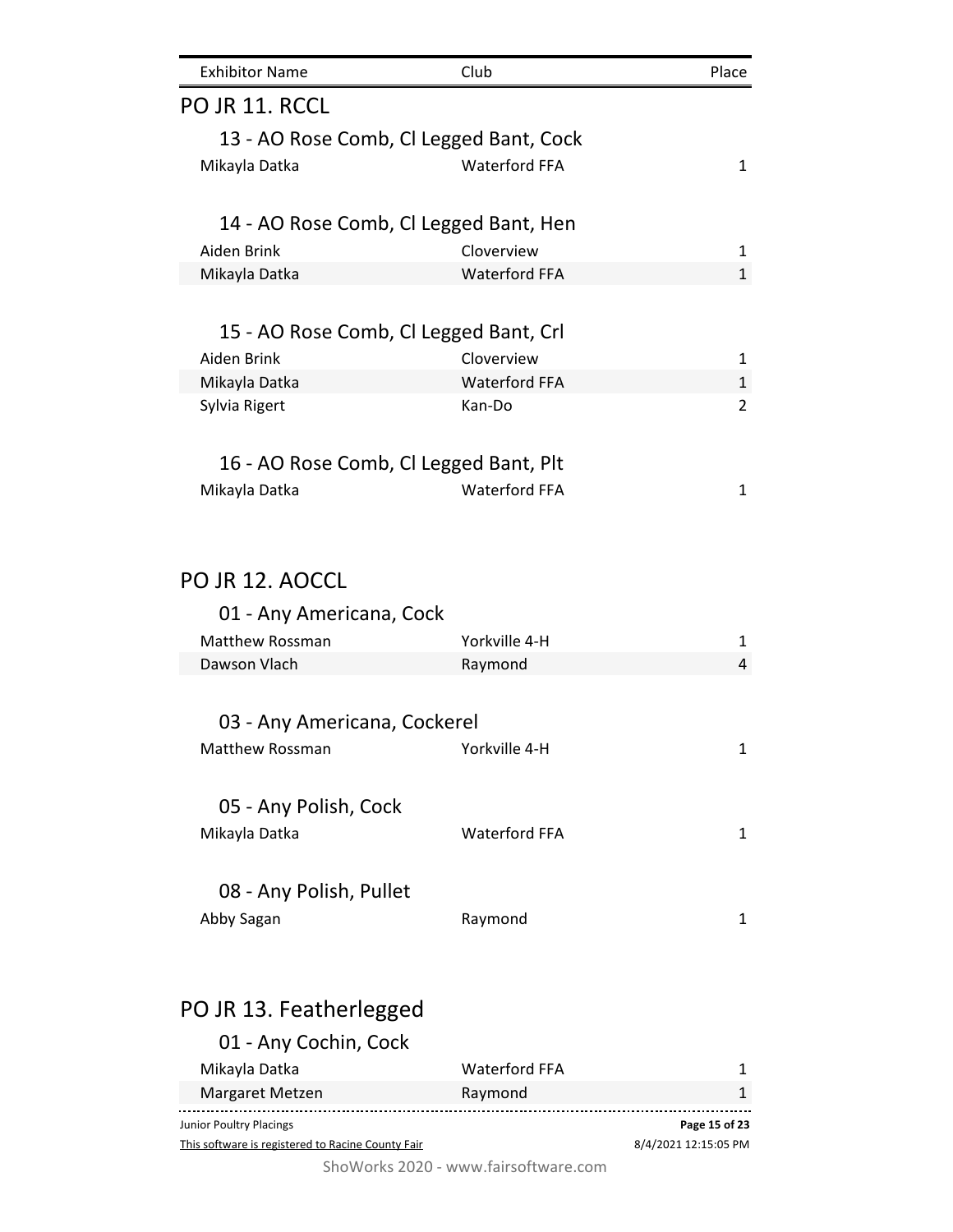| Exhibitor Name | Club | Place |
|---|---|---|

## PO JR 11. RCCL

### 13 - AO Rose Comb, Cl Legged Bant, Cock

| Exhibitor Name | Club | Place |
|---|---|---|
| Mikayla Datka | Waterford FFA | 1 |

### 14 - AO Rose Comb, Cl Legged Bant, Hen

| Exhibitor Name | Club | Place |
|---|---|---|
| Aiden Brink | Cloverview | 1 |
| Mikayla Datka | Waterford FFA | 1 |

### 15 - AO Rose Comb, Cl Legged Bant, Crl

| Exhibitor Name | Club | Place |
|---|---|---|
| Aiden Brink | Cloverview | 1 |
| Mikayla Datka | Waterford FFA | 1 |
| Sylvia Rigert | Kan-Do | 2 |

### 16 - AO Rose Comb, Cl Legged Bant, Plt

| Exhibitor Name | Club | Place |
|---|---|---|
| Mikayla Datka | Waterford FFA | 1 |

## PO JR 12. AOCCL

### 01 - Any Americana, Cock

| Exhibitor Name | Club | Place |
|---|---|---|
| Matthew Rossman | Yorkville 4-H | 1 |
| Dawson Vlach | Raymond | 4 |

### 03 - Any Americana, Cockerel

| Exhibitor Name | Club | Place |
|---|---|---|
| Matthew Rossman | Yorkville 4-H | 1 |

### 05 - Any Polish, Cock

| Exhibitor Name | Club | Place |
|---|---|---|
| Mikayla Datka | Waterford FFA | 1 |

### 08 - Any Polish, Pullet

| Exhibitor Name | Club | Place |
|---|---|---|
| Abby Sagan | Raymond | 1 |

## PO JR 13. Featherlegged

### 01 - Any Cochin, Cock

| Exhibitor Name | Club | Place |
|---|---|---|
| Mikayla Datka | Waterford FFA | 1 |
| Margaret Metzen | Raymond | 1 |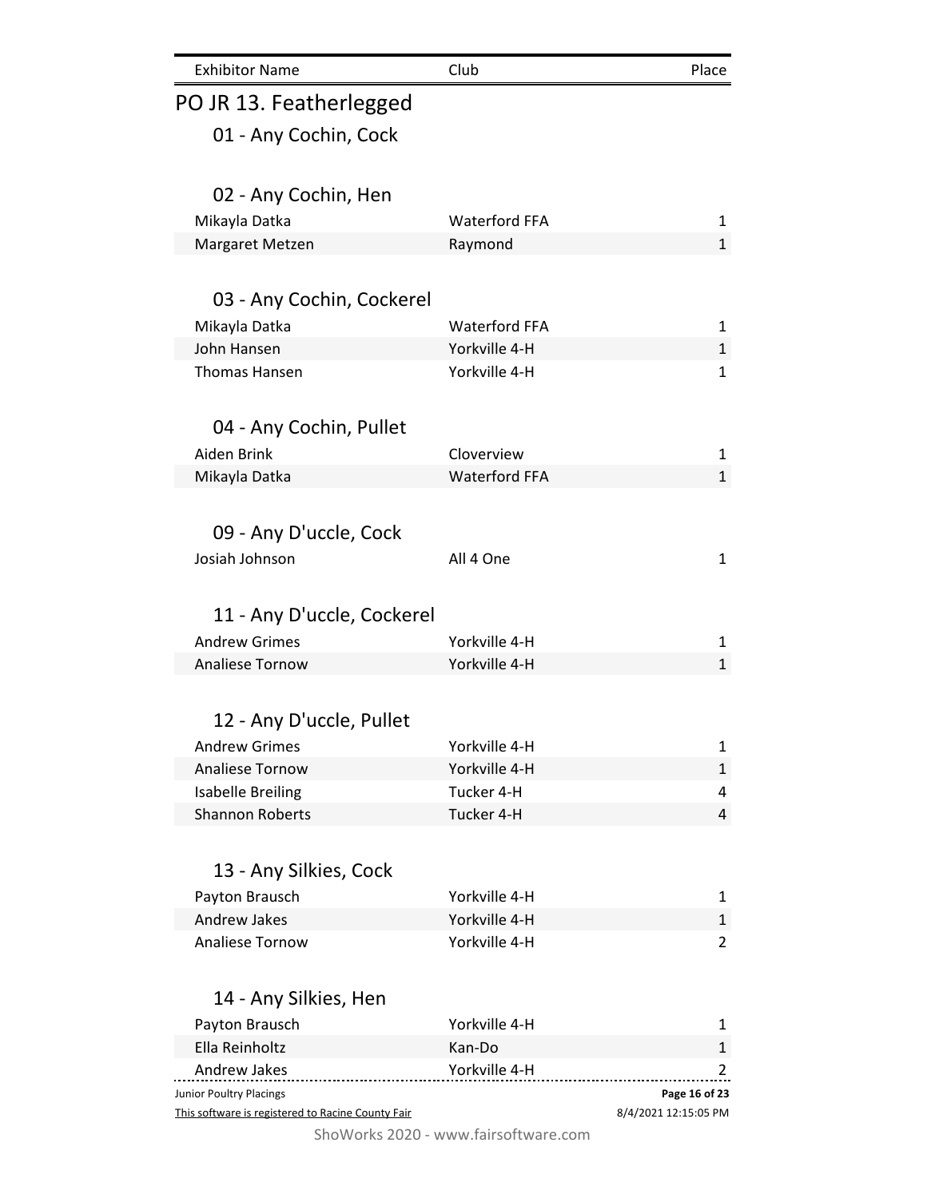| Exhibitor Name | Club | Place |
|---|---|---|

# PO JR 13. Featherlegged

## 01 - Any Cochin, Cock

## 02 - Any Cochin, Hen

| | | |
|---|---|---|
| Mikayla Datka | Waterford FFA | 1 |
| Margaret Metzen | Raymond | 1 |

## 03 - Any Cochin, Cockerel

| | | |
|---|---|---|
| Mikayla Datka | Waterford FFA | 1 |
| John Hansen | Yorkville 4-H | 1 |
| Thomas Hansen | Yorkville 4-H | 1 |

## 04 - Any Cochin, Pullet

| | | |
|---|---|---|
| Aiden Brink | Cloverview | 1 |
| Mikayla Datka | Waterford FFA | 1 |

## 09 - Any D'uccle, Cock

| | | |
|---|---|---|
| Josiah Johnson | All 4 One | 1 |

## 11 - Any D'uccle, Cockerel

| | | |
|---|---|---|
| Andrew Grimes | Yorkville 4-H | 1 |
| Analiese Tornow | Yorkville 4-H | 1 |

## 12 - Any D'uccle, Pullet

| | | |
|---|---|---|
| Andrew Grimes | Yorkville 4-H | 1 |
| Analiese Tornow | Yorkville 4-H | 1 |
| Isabelle Breiling | Tucker 4-H | 4 |
| Shannon Roberts | Tucker 4-H | 4 |

## 13 - Any Silkies, Cock

| | | |
|---|---|---|
| Payton Brausch | Yorkville 4-H | 1 |
| Andrew Jakes | Yorkville 4-H | 1 |
| Analiese Tornow | Yorkville 4-H | 2 |

## 14 - Any Silkies, Hen

| | | |
|---|---|---|
| Payton Brausch | Yorkville 4-H | 1 |
| Ella Reinholtz | Kan-Do | 1 |
| Andrew Jakes | Yorkville 4-H | 2 |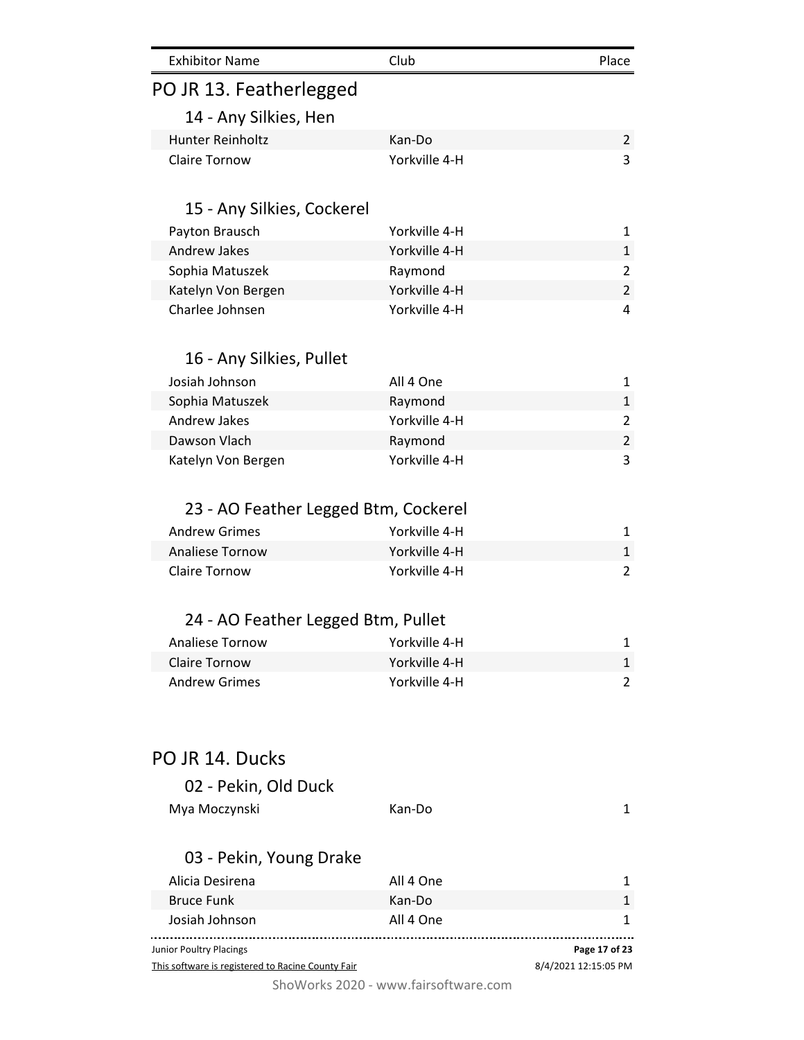| Exhibitor Name | Club | Place |
| --- | --- | --- |

## PO JR 13. Featherlegged

### 14 - Any Silkies, Hen

| Exhibitor Name | Club | Place |
| --- | --- | --- |
| Hunter Reinholtz | Kan-Do | 2 |
| Claire Tornow | Yorkville 4-H | 3 |

### 15 - Any Silkies, Cockerel

| Exhibitor Name | Club | Place |
| --- | --- | --- |
| Payton Brausch | Yorkville 4-H | 1 |
| Andrew Jakes | Yorkville 4-H | 1 |
| Sophia Matuszek | Raymond | 2 |
| Katelyn Von Bergen | Yorkville 4-H | 2 |
| Charlee Johnsen | Yorkville 4-H | 4 |

### 16 - Any Silkies, Pullet

| Exhibitor Name | Club | Place |
| --- | --- | --- |
| Josiah Johnson | All 4 One | 1 |
| Sophia Matuszek | Raymond | 1 |
| Andrew Jakes | Yorkville 4-H | 2 |
| Dawson Vlach | Raymond | 2 |
| Katelyn Von Bergen | Yorkville 4-H | 3 |

### 23 - AO Feather Legged Btm, Cockerel

| Exhibitor Name | Club | Place |
| --- | --- | --- |
| Andrew Grimes | Yorkville 4-H | 1 |
| Analiese Tornow | Yorkville 4-H | 1 |
| Claire Tornow | Yorkville 4-H | 2 |

### 24 - AO Feather Legged Btm, Pullet

| Exhibitor Name | Club | Place |
| --- | --- | --- |
| Analiese Tornow | Yorkville 4-H | 1 |
| Claire Tornow | Yorkville 4-H | 1 |
| Andrew Grimes | Yorkville 4-H | 2 |

## PO JR 14. Ducks

### 02 - Pekin, Old Duck

| Exhibitor Name | Club | Place |
| --- | --- | --- |
| Mya Moczynski | Kan-Do | 1 |

### 03 - Pekin, Young Drake

| Exhibitor Name | Club | Place |
| --- | --- | --- |
| Alicia Desirena | All 4 One | 1 |
| Bruce Funk | Kan-Do | 1 |
| Josiah Johnson | All 4 One | 1 |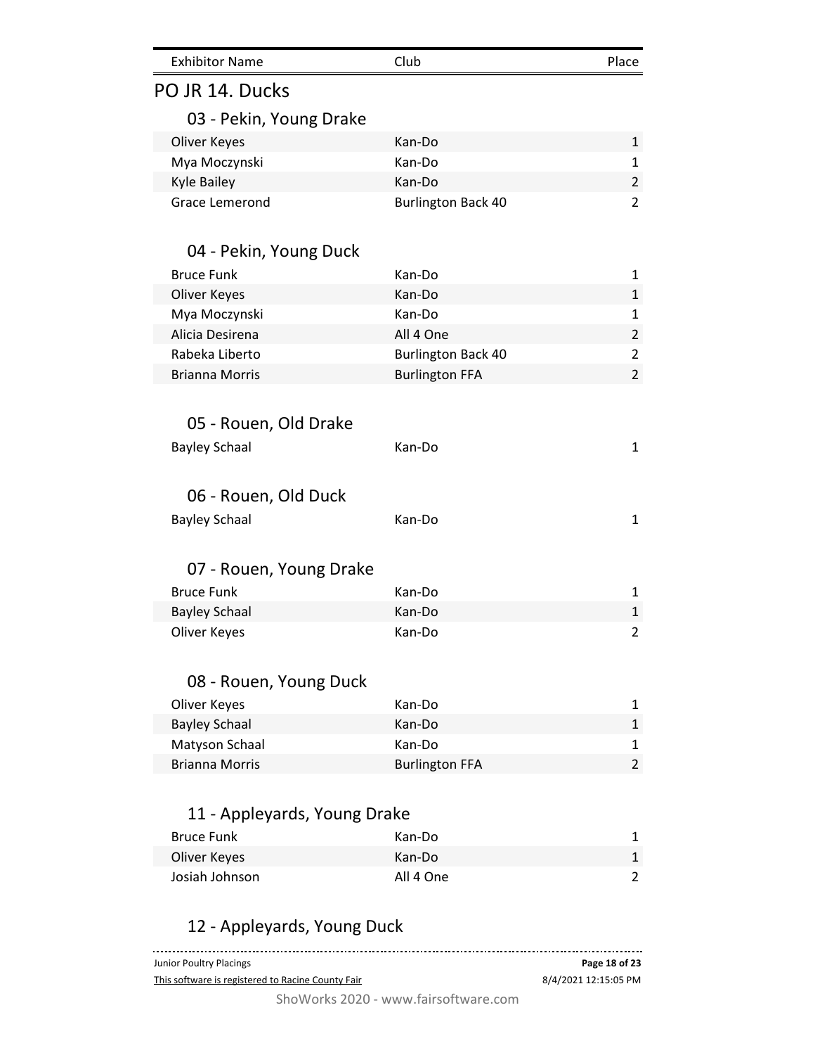| Exhibitor Name | Club | Place |
|---|---|---|

# PO JR 14. Ducks

## 03 - Pekin, Young Drake

| Exhibitor Name | Club | Place |
|---|---|---|
| Oliver Keyes | Kan-Do | 1 |
| Mya Moczynski | Kan-Do | 1 |
| Kyle Bailey | Kan-Do | 2 |
| Grace Lemerond | Burlington Back 40 | 2 |

## 04 - Pekin, Young Duck

| Exhibitor Name | Club | Place |
|---|---|---|
| Bruce Funk | Kan-Do | 1 |
| Oliver Keyes | Kan-Do | 1 |
| Mya Moczynski | Kan-Do | 1 |
| Alicia Desirena | All 4 One | 2 |
| Rabeka Liberto | Burlington Back 40 | 2 |
| Brianna Morris | Burlington FFA | 2 |

## 05 - Rouen, Old Drake

| Exhibitor Name | Club | Place |
|---|---|---|
| Bayley Schaal | Kan-Do | 1 |

## 06 - Rouen, Old Duck

| Exhibitor Name | Club | Place |
|---|---|---|
| Bayley Schaal | Kan-Do | 1 |

## 07 - Rouen, Young Drake

| Exhibitor Name | Club | Place |
|---|---|---|
| Bruce Funk | Kan-Do | 1 |
| Bayley Schaal | Kan-Do | 1 |
| Oliver Keyes | Kan-Do | 2 |

## 08 - Rouen, Young Duck

| Exhibitor Name | Club | Place |
|---|---|---|
| Oliver Keyes | Kan-Do | 1 |
| Bayley Schaal | Kan-Do | 1 |
| Matyson Schaal | Kan-Do | 1 |
| Brianna Morris | Burlington FFA | 2 |

## 11 - Appleyards, Young Drake

| Exhibitor Name | Club | Place |
|---|---|---|
| Bruce Funk | Kan-Do | 1 |
| Oliver Keyes | Kan-Do | 1 |
| Josiah Johnson | All 4 One | 2 |

## 12 - Appleyards, Young Duck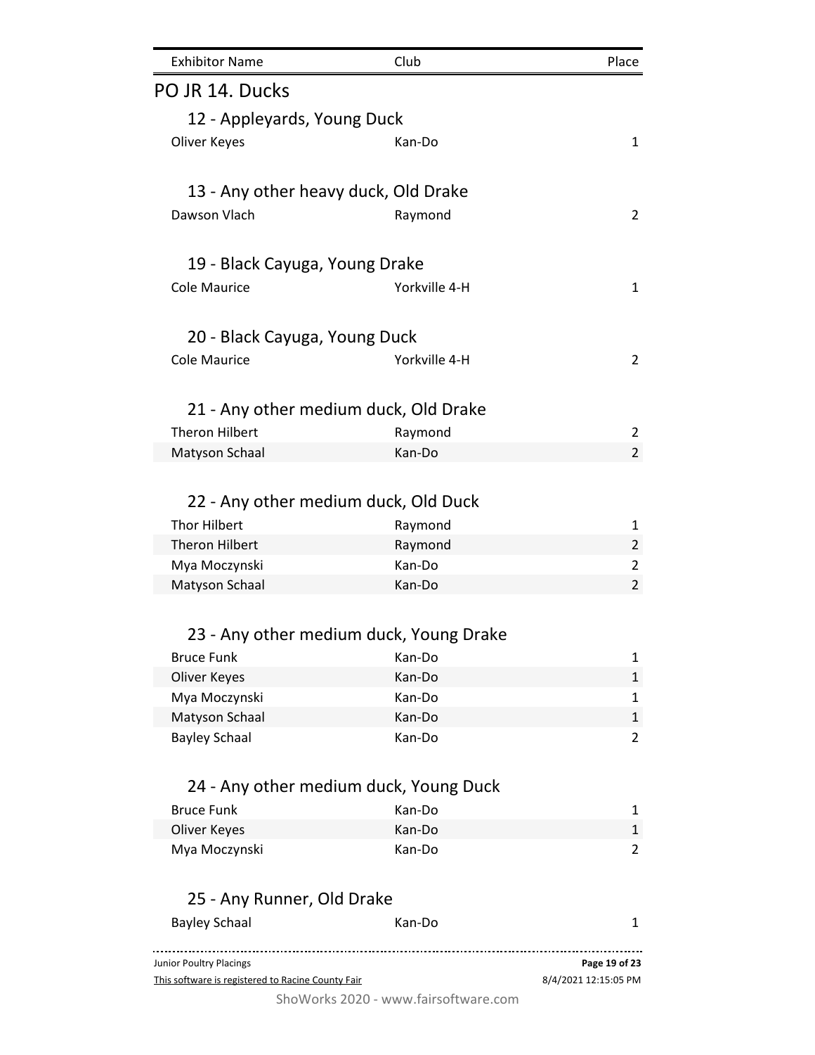| Exhibitor Name | Club | Place |
|---|---|---|

# PO JR 14. Ducks

## 12 - Appleyards, Young Duck

| | | |
|---|---|---|
| Oliver Keyes | Kan-Do | 1 |

## 13 - Any other heavy duck, Old Drake

| | | |
|---|---|---|
| Dawson Vlach | Raymond | 2 |

## 19 - Black Cayuga, Young Drake

| | | |
|---|---|---|
| Cole Maurice | Yorkville 4-H | 1 |

## 20 - Black Cayuga, Young Duck

| | | |
|---|---|---|
| Cole Maurice | Yorkville 4-H | 2 |

## 21 - Any other medium duck, Old Drake

| | | |
|---|---|---|
| Theron Hilbert | Raymond | 2 |
| Matyson Schaal | Kan-Do | 2 |

## 22 - Any other medium duck, Old Duck

| | | |
|---|---|---|
| Thor Hilbert | Raymond | 1 |
| Theron Hilbert | Raymond | 2 |
| Mya Moczynski | Kan-Do | 2 |
| Matyson Schaal | Kan-Do | 2 |

## 23 - Any other medium duck, Young Drake

| | | |
|---|---|---|
| Bruce Funk | Kan-Do | 1 |
| Oliver Keyes | Kan-Do | 1 |
| Mya Moczynski | Kan-Do | 1 |
| Matyson Schaal | Kan-Do | 1 |
| Bayley Schaal | Kan-Do | 2 |

## 24 - Any other medium duck, Young Duck

| | | |
|---|---|---|
| Bruce Funk | Kan-Do | 1 |
| Oliver Keyes | Kan-Do | 1 |
| Mya Moczynski | Kan-Do | 2 |

## 25 - Any Runner, Old Drake

| | | |
|---|---|---|
| Bayley Schaal | Kan-Do | 1 |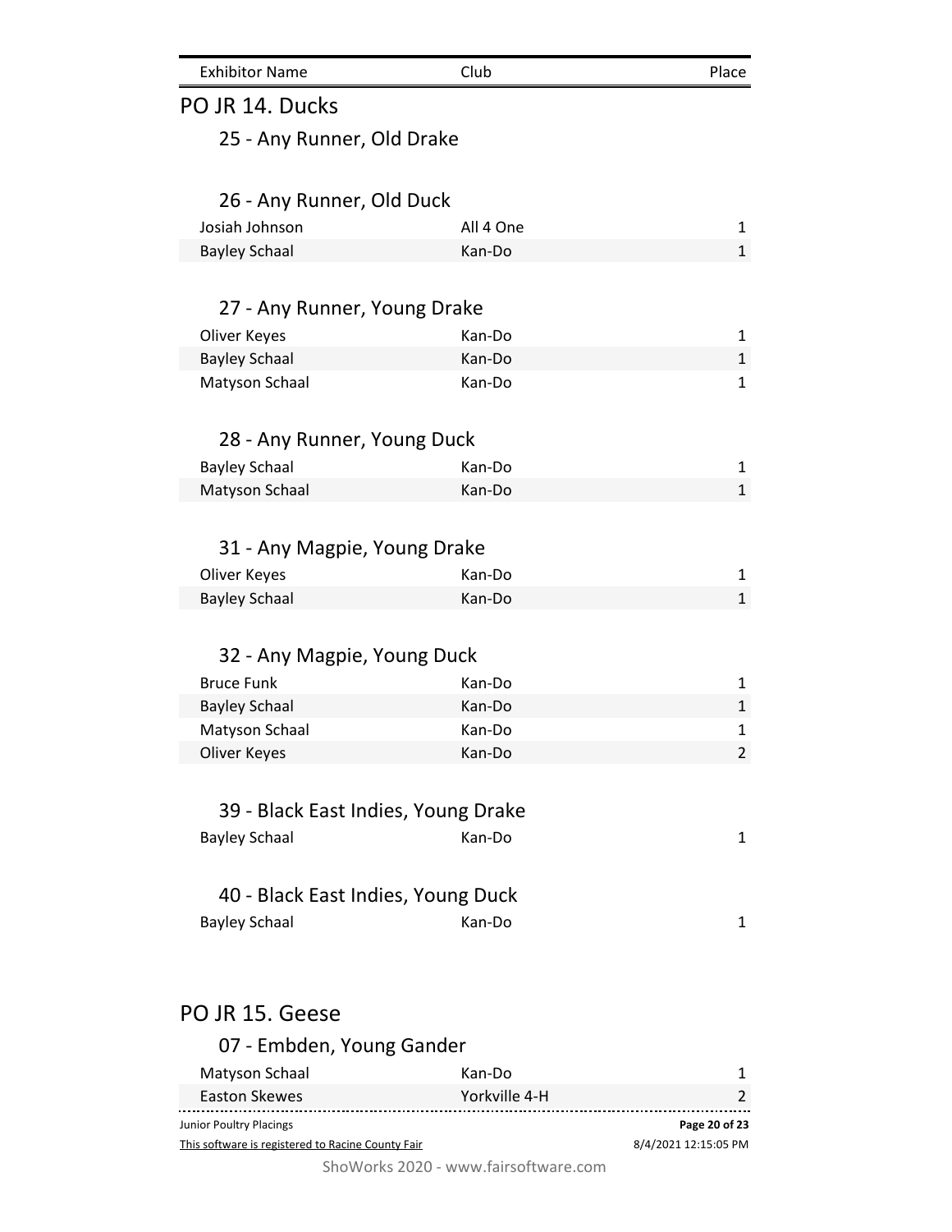| Exhibitor Name | Club | Place |
| --- | --- | --- |

## PO JR 14. Ducks

### 25 - Any Runner, Old Drake

### 26 - Any Runner, Old Duck

| | | |
| --- | --- | --- |
| Josiah Johnson | All 4 One | 1 |
| Bayley Schaal | Kan-Do | 1 |

### 27 - Any Runner, Young Drake

| | | |
| --- | --- | --- |
| Oliver Keyes | Kan-Do | 1 |
| Bayley Schaal | Kan-Do | 1 |
| Matyson Schaal | Kan-Do | 1 |

### 28 - Any Runner, Young Duck

| | | |
| --- | --- | --- |
| Bayley Schaal | Kan-Do | 1 |
| Matyson Schaal | Kan-Do | 1 |

### 31 - Any Magpie, Young Drake

| | | |
| --- | --- | --- |
| Oliver Keyes | Kan-Do | 1 |
| Bayley Schaal | Kan-Do | 1 |

### 32 - Any Magpie, Young Duck

| | | |
| --- | --- | --- |
| Bruce Funk | Kan-Do | 1 |
| Bayley Schaal | Kan-Do | 1 |
| Matyson Schaal | Kan-Do | 1 |
| Oliver Keyes | Kan-Do | 2 |

### 39 - Black East Indies, Young Drake

| | | |
| --- | --- | --- |
| Bayley Schaal | Kan-Do | 1 |

### 40 - Black East Indies, Young Duck

| | | |
| --- | --- | --- |
| Bayley Schaal | Kan-Do | 1 |

## PO JR 15. Geese

### 07 - Embden, Young Gander

| | | |
| --- | --- | --- |
| Matyson Schaal | Kan-Do | 1 |
| Easton Skewes | Yorkville 4-H | 2 |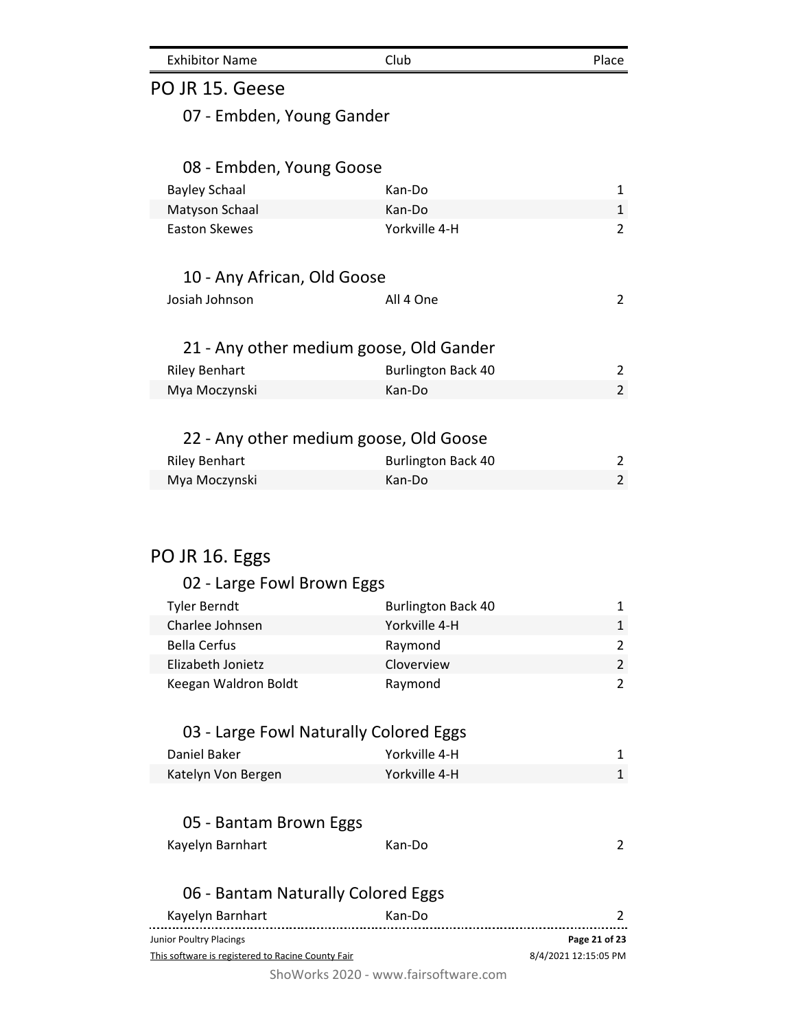| Exhibitor Name | Club | Place |
| --- | --- | --- |

## PO JR 15. Geese

### 07 - Embden, Young Gander

### 08 - Embden, Young Goose

| Exhibitor Name | Club | Place |
| --- | --- | --- |
| Bayley Schaal | Kan-Do | 1 |
| Matyson Schaal | Kan-Do | 1 |
| Easton Skewes | Yorkville 4-H | 2 |

### 10 - Any African, Old Goose

| Exhibitor Name | Club | Place |
| --- | --- | --- |
| Josiah Johnson | All 4 One | 2 |

### 21 - Any other medium goose, Old Gander

| Exhibitor Name | Club | Place |
| --- | --- | --- |
| Riley Benhart | Burlington Back 40 | 2 |
| Mya Moczynski | Kan-Do | 2 |

### 22 - Any other medium goose, Old Goose

| Exhibitor Name | Club | Place |
| --- | --- | --- |
| Riley Benhart | Burlington Back 40 | 2 |
| Mya Moczynski | Kan-Do | 2 |

## PO JR 16. Eggs

### 02 - Large Fowl Brown Eggs

| Exhibitor Name | Club | Place |
| --- | --- | --- |
| Tyler Berndt | Burlington Back 40 | 1 |
| Charlee Johnsen | Yorkville 4-H | 1 |
| Bella Cerfus | Raymond | 2 |
| Elizabeth Jonietz | Cloverview | 2 |
| Keegan Waldron Boldt | Raymond | 2 |

### 03 - Large Fowl Naturally Colored Eggs

| Exhibitor Name | Club | Place |
| --- | --- | --- |
| Daniel Baker | Yorkville 4-H | 1 |
| Katelyn Von Bergen | Yorkville 4-H | 1 |

### 05 - Bantam Brown Eggs

| Exhibitor Name | Club | Place |
| --- | --- | --- |
| Kayelyn Barnhart | Kan-Do | 2 |

### 06 - Bantam Naturally Colored Eggs

| Exhibitor Name | Club | Place |
| --- | --- | --- |
| Kayelyn Barnhart | Kan-Do | 2 |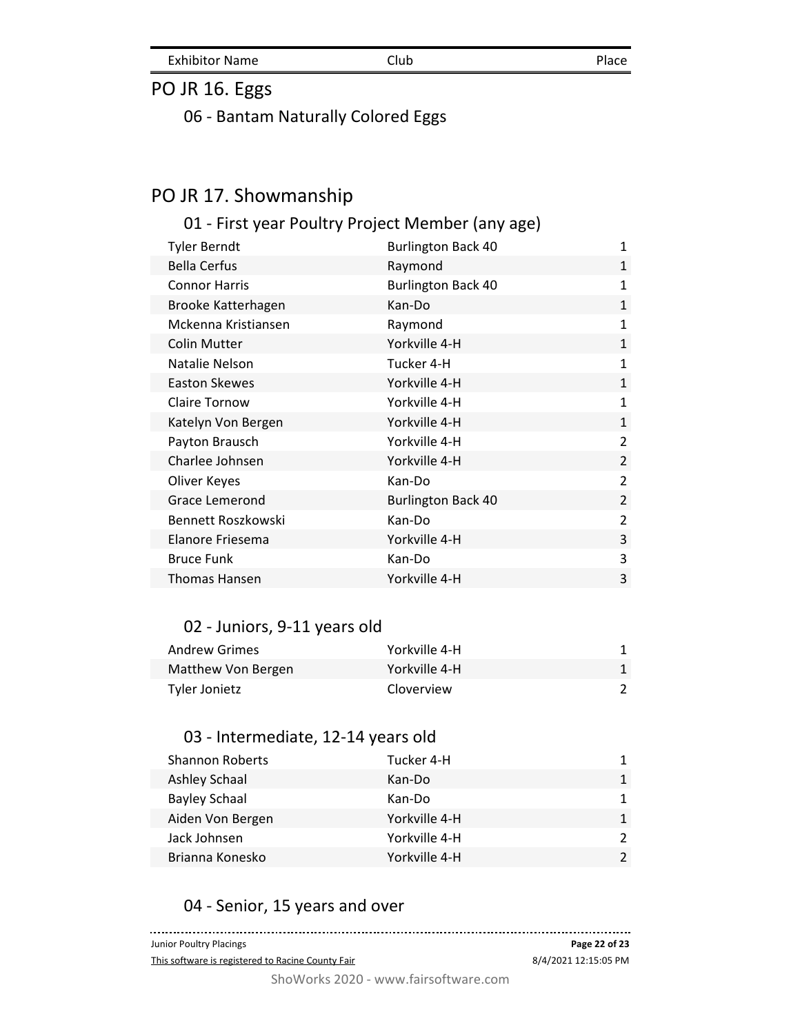| Exhibitor Name | Club | Place |
|---|---|---|

## PO JR 16. Eggs

### 06 - Bantam Naturally Colored Eggs

## PO JR 17. Showmanship

### 01 - First year Poultry Project Member (any age)

| Exhibitor Name | Club | Place |
|---|---|---|
| Tyler Berndt | Burlington Back 40 | 1 |
| Bella Cerfus | Raymond | 1 |
| Connor Harris | Burlington Back 40 | 1 |
| Brooke Katterhagen | Kan-Do | 1 |
| Mckenna Kristiansen | Raymond | 1 |
| Colin Mutter | Yorkville 4-H | 1 |
| Natalie Nelson | Tucker 4-H | 1 |
| Easton Skewes | Yorkville 4-H | 1 |
| Claire Tornow | Yorkville 4-H | 1 |
| Katelyn Von Bergen | Yorkville 4-H | 1 |
| Payton Brausch | Yorkville 4-H | 2 |
| Charlee Johnsen | Yorkville 4-H | 2 |
| Oliver Keyes | Kan-Do | 2 |
| Grace Lemerond | Burlington Back 40 | 2 |
| Bennett Roszkowski | Kan-Do | 2 |
| Elanore Friesema | Yorkville 4-H | 3 |
| Bruce Funk | Kan-Do | 3 |
| Thomas Hansen | Yorkville 4-H | 3 |

### 02 - Juniors, 9-11 years old

| Exhibitor Name | Club | Place |
|---|---|---|
| Andrew Grimes | Yorkville 4-H | 1 |
| Matthew Von Bergen | Yorkville 4-H | 1 |
| Tyler Jonietz | Cloverview | 2 |

### 03 - Intermediate, 12-14 years old

| Exhibitor Name | Club | Place |
|---|---|---|
| Shannon Roberts | Tucker 4-H | 1 |
| Ashley Schaal | Kan-Do | 1 |
| Bayley Schaal | Kan-Do | 1 |
| Aiden Von Bergen | Yorkville 4-H | 1 |
| Jack Johnsen | Yorkville 4-H | 2 |
| Brianna Konesko | Yorkville 4-H | 2 |

### 04 - Senior, 15 years and over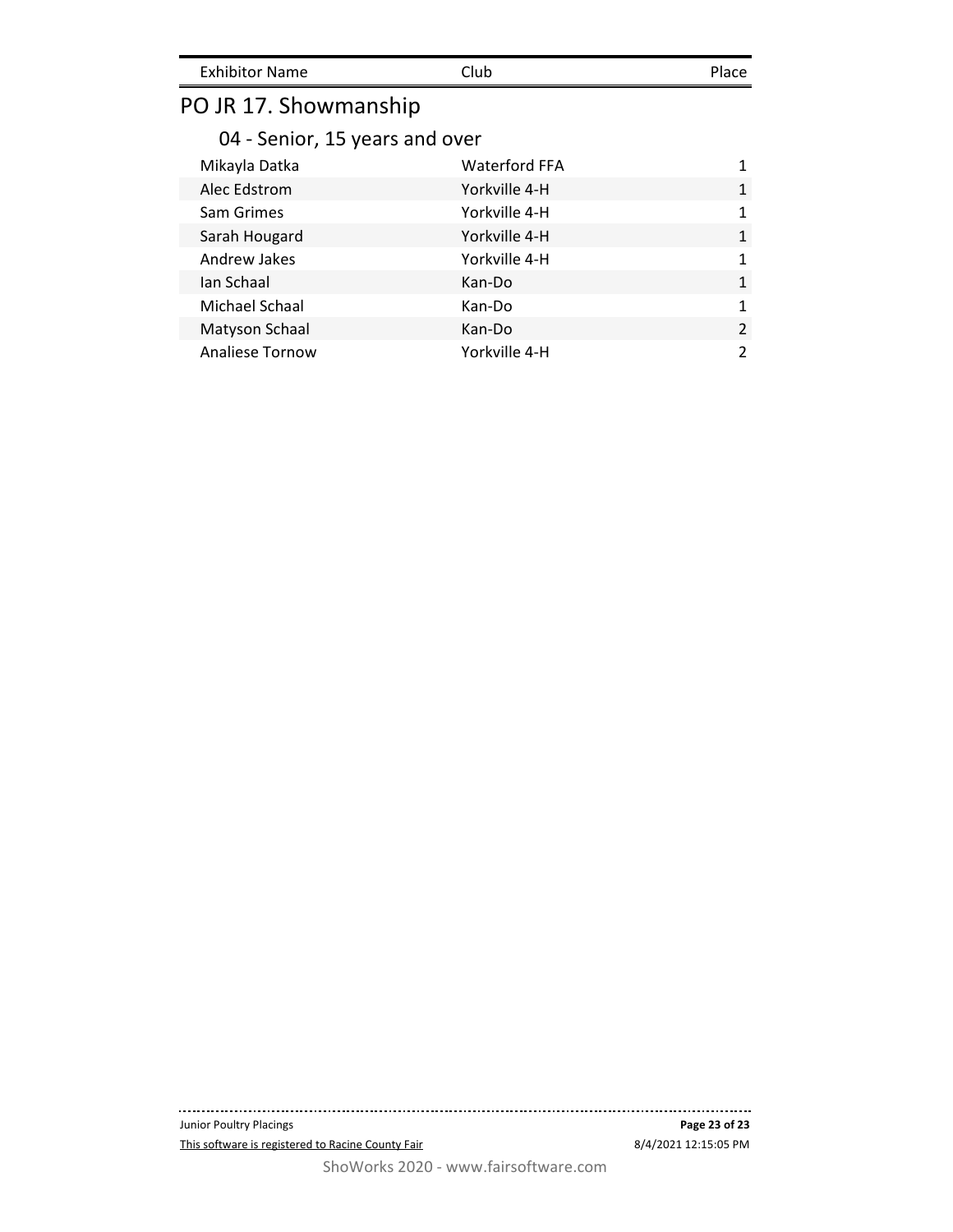| Exhibitor Name | Club | Place |
| --- | --- | --- |

# PO JR 17. Showmanship

## 04 - Senior, 15 years and over

| Exhibitor Name | Club | Place |
| --- | --- | --- |
| Mikayla Datka | Waterford FFA | 1 |
| Alec Edstrom | Yorkville 4-H | 1 |
| Sam Grimes | Yorkville 4-H | 1 |
| Sarah Hougard | Yorkville 4-H | 1 |
| Andrew Jakes | Yorkville 4-H | 1 |
| Ian Schaal | Kan-Do | 1 |
| Michael Schaal | Kan-Do | 1 |
| Matyson Schaal | Kan-Do | 2 |
| Analiese Tornow | Yorkville 4-H | 2 |